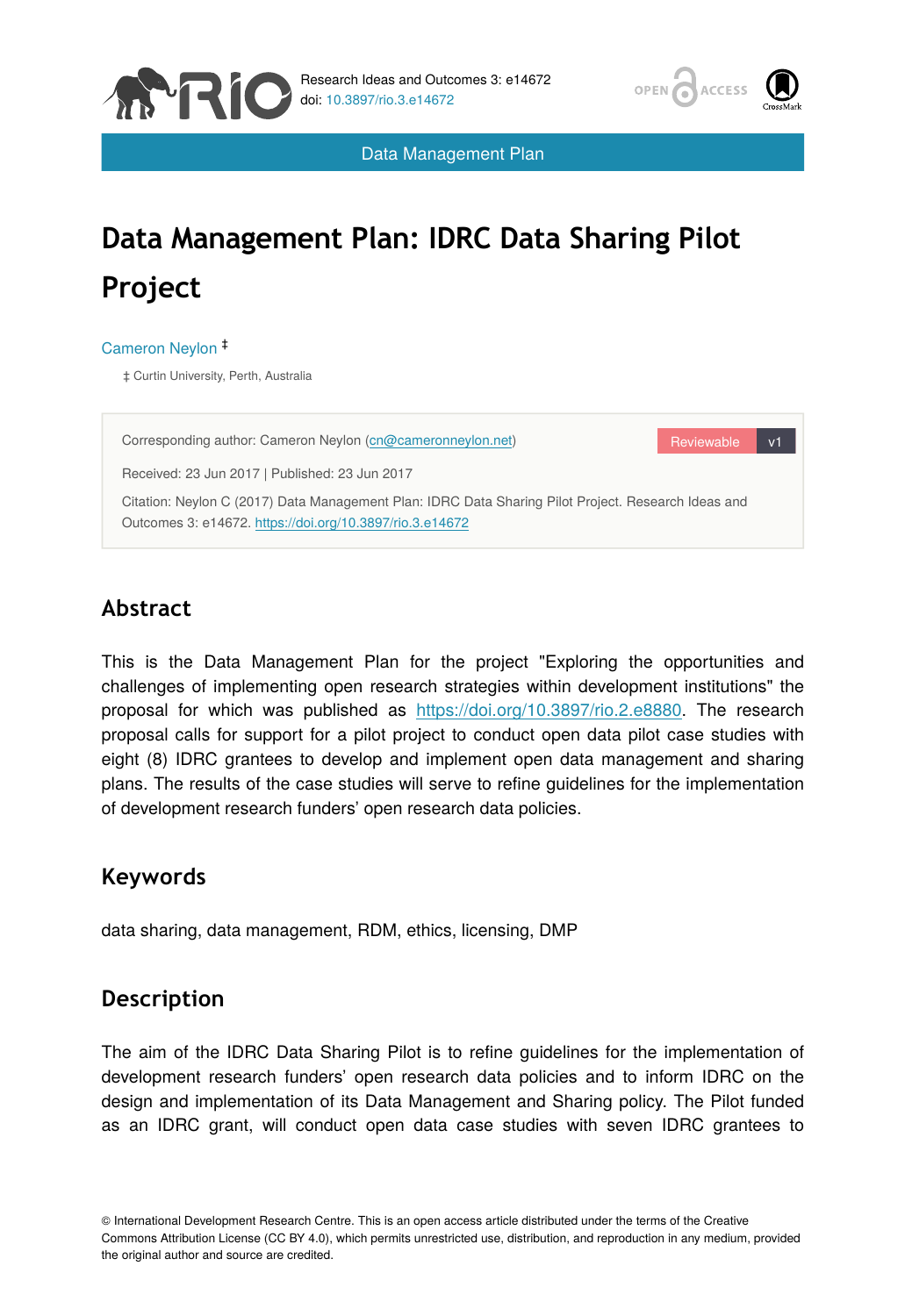Data Management Plan

# Data Management Plan: IDRC Data Sharing Pilot Project

Cameron Neylon [‡]

‡ Curtin University, Perth, Australia

Corresponding author: Cameron Neylon (cn@cameronneylon.net)

Reviewable v1

Received: 23 Jun 2017 | Published: 23 Jun 2017

Citation: Neylon C (2017) Data Management Plan: IDRC Data Sharing Pilot Project. Research Ideas and Outcomes 3: e14672. https://doi.org/10.3897/rio.3.e14672

## Abstract

This is the Data Management Plan for the project "Exploring the opportunities and challenges of implementing open research strategies within development institutions" the proposal for which was published as https://doi.org/10.3897/rio.2.e8880. The research proposal calls for support for a pilot project to conduct open data pilot case studies with eight (8) IDRC grantees to develop and implement open data management and sharing plans. The results of the case studies will serve to refine guidelines for the implementation of development research funders' open research data policies.

## Keywords

data sharing, data management, RDM, ethics, licensing, DMP

## Description

The aim of the IDRC Data Sharing Pilot is to refine guidelines for the implementation of development research funders' open research data policies and to inform IDRC on the design and implementation of its Data Management and Sharing policy. The Pilot funded as an IDRC grant, will conduct open data case studies with seven IDRC grantees to

© International Development Research Centre. This is an open access article distributed under the terms of the Creative Commons Attribution License (CC BY 4.0), which permits unrestricted use, distribution, and reproduction in any medium, provided the original author and source are credited.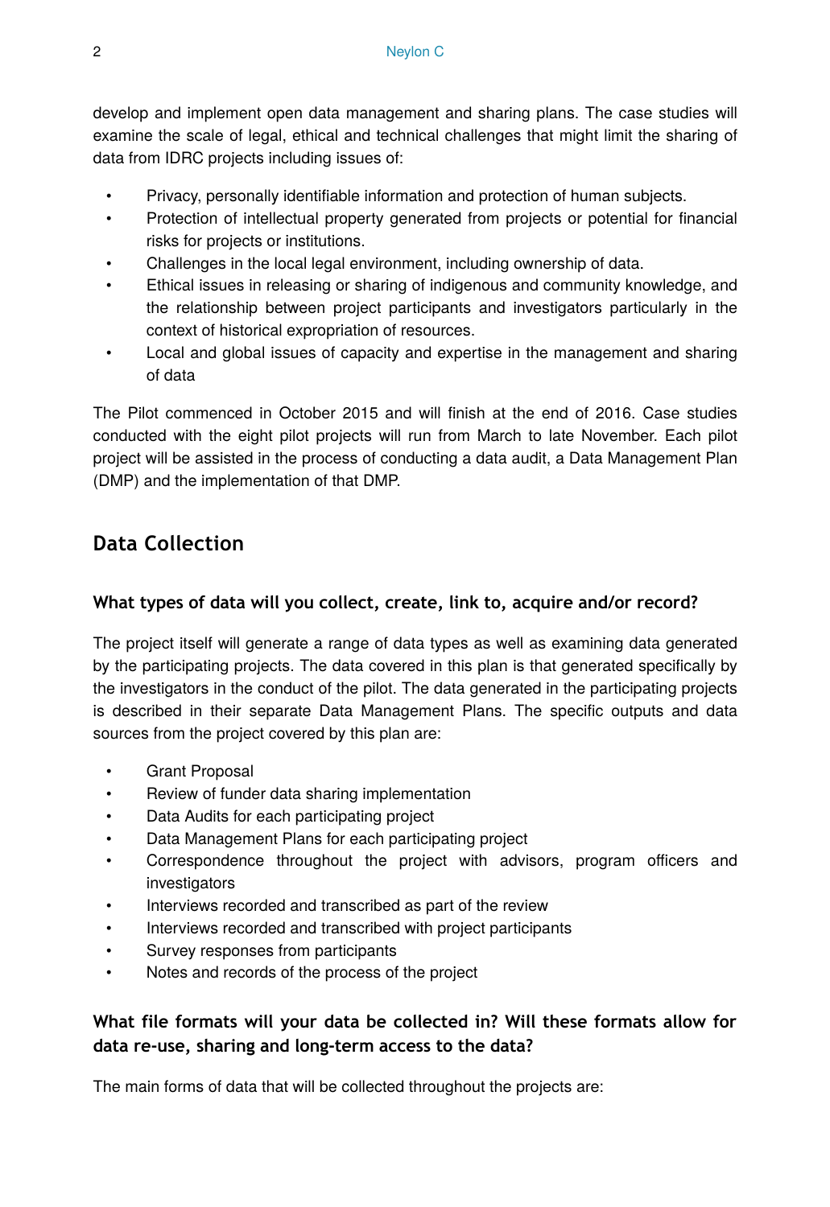develop and implement open data management and sharing plans. The case studies will examine the scale of legal, ethical and technical challenges that might limit the sharing of data from IDRC projects including issues of:

- Privacy, personally identifiable information and protection of human subjects.
- Protection of intellectual property generated from projects or potential for financial risks for projects or institutions.
- Challenges in the local legal environment, including ownership of data.
- Ethical issues in releasing or sharing of indigenous and community knowledge, and the relationship between project participants and investigators particularly in the context of historical expropriation of resources.
- Local and global issues of capacity and expertise in the management and sharing of data

The Pilot commenced in October 2015 and will finish at the end of 2016. Case studies conducted with the eight pilot projects will run from March to late November. Each pilot project will be assisted in the process of conducting a data audit, a Data Management Plan (DMP) and the implementation of that DMP.

## Data Collection

### What types of data will you collect, create, link to, acquire and/or record?

The project itself will generate a range of data types as well as examining data generated by the participating projects. The data covered in this plan is that generated specifically by the investigators in the conduct of the pilot. The data generated in the participating projects is described in their separate Data Management Plans. The specific outputs and data sources from the project covered by this plan are:

- Grant Proposal
- Review of funder data sharing implementation
- Data Audits for each participating project
- Data Management Plans for each participating project
- Correspondence throughout the project with advisors, program officers and investigators
- Interviews recorded and transcribed as part of the review
- Interviews recorded and transcribed with project participants
- Survey responses from participants
- Notes and records of the process of the project

### What file formats will your data be collected in? Will these formats allow for data re-use, sharing and long-term access to the data?

The main forms of data that will be collected throughout the projects are: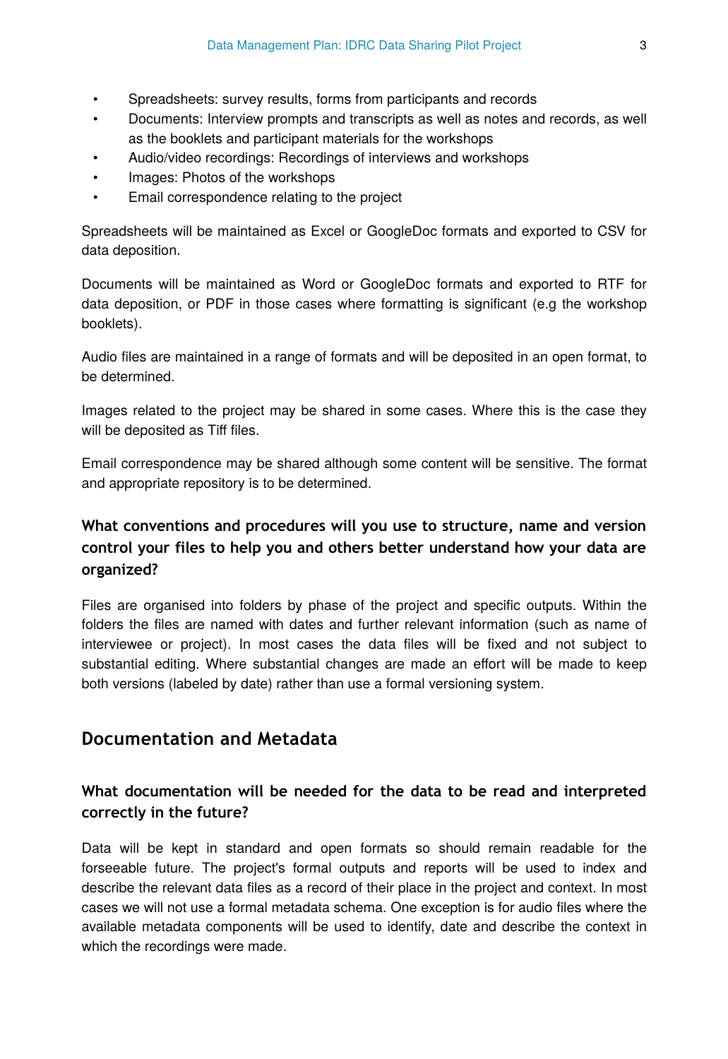- Spreadsheets: survey results, forms from participants and records
- Documents: Interview prompts and transcripts as well as notes and records, as well as the booklets and participant materials for the workshops
- Audio/video recordings: Recordings of interviews and workshops
- Images: Photos of the workshops
- Email correspondence relating to the project

Spreadsheets will be maintained as Excel or GoogleDoc formats and exported to CSV for data deposition.

Documents will be maintained as Word or GoogleDoc formats and exported to RTF for data deposition, or PDF in those cases where formatting is significant (e.g the workshop booklets).

Audio files are maintained in a range of formats and will be deposited in an open format, to be determined.

Images related to the project may be shared in some cases. Where this is the case they will be deposited as Tiff files.

Email correspondence may be shared although some content will be sensitive. The format and appropriate repository is to be determined.

### What conventions and procedures will you use to structure, name and version control your files to help you and others better understand how your data are organized?

Files are organised into folders by phase of the project and specific outputs. Within the folders the files are named with dates and further relevant information (such as name of interviewee or project). In most cases the data files will be fixed and not subject to substantial editing. Where substantial changes are made an effort will be made to keep both versions (labeled by date) rather than use a formal versioning system.

## Documentation and Metadata

### What documentation will be needed for the data to be read and interpreted correctly in the future?

Data will be kept in standard and open formats so should remain readable for the forseeable future. The project's formal outputs and reports will be used to index and describe the relevant data files as a record of their place in the project and context. In most cases we will not use a formal metadata schema. One exception is for audio files where the available metadata components will be used to identify, date and describe the context in which the recordings were made.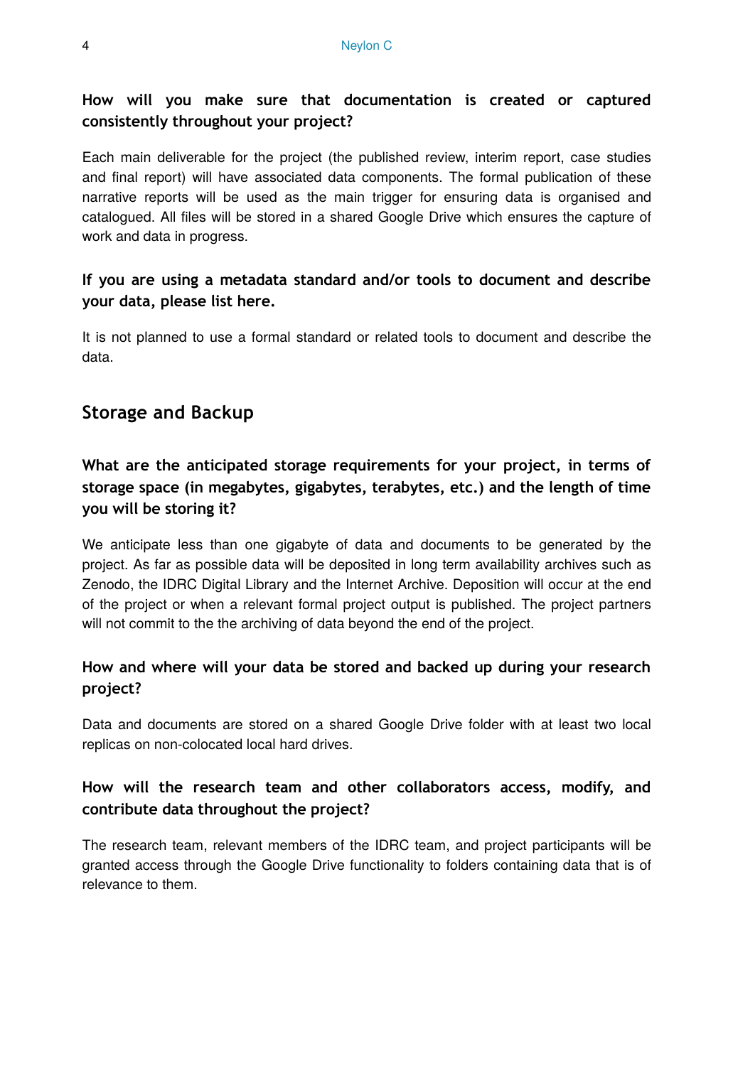### How will you make sure that documentation is created or captured consistently throughout your project?

Each main deliverable for the project (the published review, interim report, case studies and final report) will have associated data components. The formal publication of these narrative reports will be used as the main trigger for ensuring data is organised and catalogued. All files will be stored in a shared Google Drive which ensures the capture of work and data in progress.

### If you are using a metadata standard and/or tools to document and describe your data, please list here.

It is not planned to use a formal standard or related tools to document and describe the data.

## Storage and Backup

### What are the anticipated storage requirements for your project, in terms of storage space (in megabytes, gigabytes, terabytes, etc.) and the length of time you will be storing it?

We anticipate less than one gigabyte of data and documents to be generated by the project. As far as possible data will be deposited in long term availability archives such as Zenodo, the IDRC Digital Library and the Internet Archive. Deposition will occur at the end of the project or when a relevant formal project output is published. The project partners will not commit to the the archiving of data beyond the end of the project.

### How and where will your data be stored and backed up during your research project?

Data and documents are stored on a shared Google Drive folder with at least two local replicas on non-colocated local hard drives.

### How will the research team and other collaborators access, modify, and contribute data throughout the project?

The research team, relevant members of the IDRC team, and project participants will be granted access through the Google Drive functionality to folders containing data that is of relevance to them.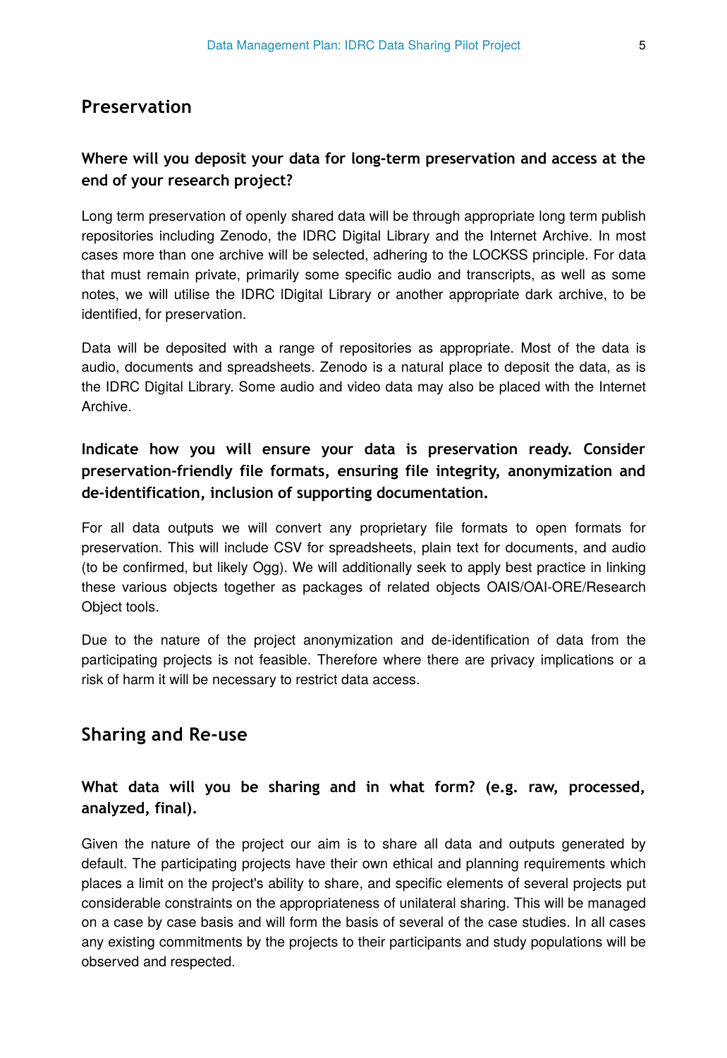## Preservation

### Where will you deposit your data for long-term preservation and access at the end of your research project?

Long term preservation of openly shared data will be through appropriate long term publish repositories including Zenodo, the IDRC Digital Library and the Internet Archive. In most cases more than one archive will be selected, adhering to the LOCKSS principle. For data that must remain private, primarily some specific audio and transcripts, as well as some notes, we will utilise the IDRC lDigital Library or another appropriate dark archive, to be identified, for preservation.

Data will be deposited with a range of repositories as appropriate. Most of the data is audio, documents and spreadsheets. Zenodo is a natural place to deposit the data, as is the IDRC Digital Library. Some audio and video data may also be placed with the Internet Archive.

### Indicate how you will ensure your data is preservation ready. Consider preservation-friendly file formats, ensuring file integrity, anonymization and de-identification, inclusion of supporting documentation.

For all data outputs we will convert any proprietary file formats to open formats for preservation. This will include CSV for spreadsheets, plain text for documents, and audio (to be confirmed, but likely Ogg). We will additionally seek to apply best practice in linking these various objects together as packages of related objects OAIS/OAI-ORE/Research Object tools.

Due to the nature of the project anonymization and de-identification of data from the participating projects is not feasible. Therefore where there are privacy implications or a risk of harm it will be necessary to restrict data access.

## Sharing and Re-use

### What data will you be sharing and in what form? (e.g. raw, processed, analyzed, final).

Given the nature of the project our aim is to share all data and outputs generated by default. The participating projects have their own ethical and planning requirements which places a limit on the project's ability to share, and specific elements of several projects put considerable constraints on the appropriateness of unilateral sharing. This will be managed on a case by case basis and will form the basis of several of the case studies. In all cases any existing commitments by the projects to their participants and study populations will be observed and respected.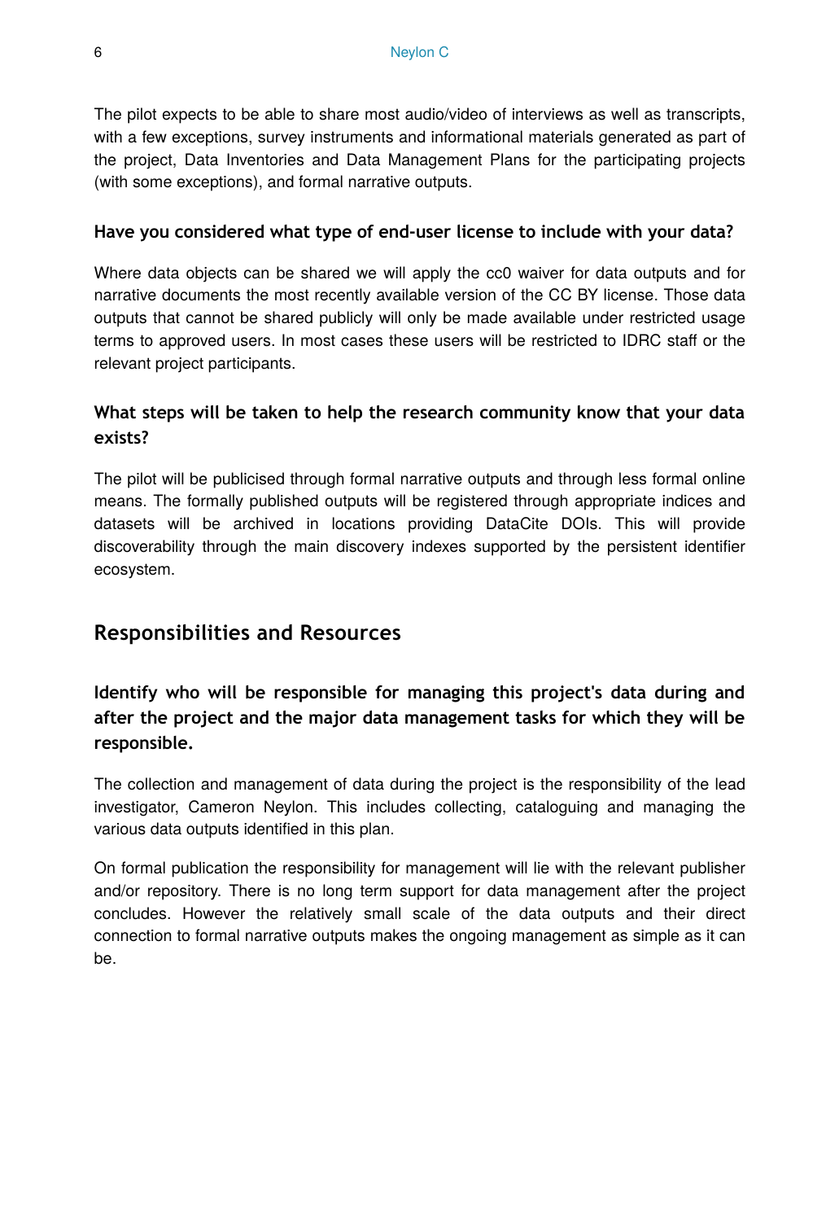The pilot expects to be able to share most audio/video of interviews as well as transcripts, with a few exceptions, survey instruments and informational materials generated as part of the project, Data Inventories and Data Management Plans for the participating projects (with some exceptions), and formal narrative outputs.

### Have you considered what type of end-user license to include with your data?

Where data objects can be shared we will apply the cc0 waiver for data outputs and for narrative documents the most recently available version of the CC BY license. Those data outputs that cannot be shared publicly will only be made available under restricted usage terms to approved users. In most cases these users will be restricted to IDRC staff or the relevant project participants.

### What steps will be taken to help the research community know that your data exists?

The pilot will be publicised through formal narrative outputs and through less formal online means. The formally published outputs will be registered through appropriate indices and datasets will be archived in locations providing DataCite DOIs. This will provide discoverability through the main discovery indexes supported by the persistent identifier ecosystem.

## Responsibilities and Resources

### Identify who will be responsible for managing this project's data during and after the project and the major data management tasks for which they will be responsible.

The collection and management of data during the project is the responsibility of the lead investigator, Cameron Neylon. This includes collecting, cataloguing and managing the various data outputs identified in this plan.

On formal publication the responsibility for management will lie with the relevant publisher and/or repository. There is no long term support for data management after the project concludes. However the relatively small scale of the data outputs and their direct connection to formal narrative outputs makes the ongoing management as simple as it can be.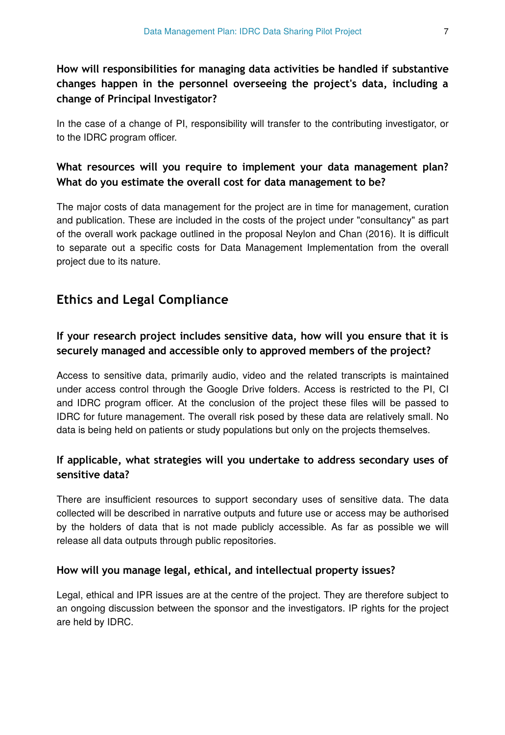### How will responsibilities for managing data activities be handled if substantive changes happen in the personnel overseeing the project's data, including a change of Principal Investigator?

In the case of a change of PI, responsibility will transfer to the contributing investigator, or to the IDRC program officer.

### What resources will you require to implement your data management plan? What do you estimate the overall cost for data management to be?

The major costs of data management for the project are in time for management, curation and publication. These are included in the costs of the project under "consultancy" as part of the overall work package outlined in the proposal Neylon and Chan (2016). It is difficult to separate out a specific costs for Data Management Implementation from the overall project due to its nature.

## Ethics and Legal Compliance

### If your research project includes sensitive data, how will you ensure that it is securely managed and accessible only to approved members of the project?

Access to sensitive data, primarily audio, video and the related transcripts is maintained under access control through the Google Drive folders. Access is restricted to the PI, CI and IDRC program officer. At the conclusion of the project these files will be passed to IDRC for future management. The overall risk posed by these data are relatively small. No data is being held on patients or study populations but only on the projects themselves.

### If applicable, what strategies will you undertake to address secondary uses of sensitive data?

There are insufficient resources to support secondary uses of sensitive data. The data collected will be described in narrative outputs and future use or access may be authorised by the holders of data that is not made publicly accessible. As far as possible we will release all data outputs through public repositories.

### How will you manage legal, ethical, and intellectual property issues?

Legal, ethical and IPR issues are at the centre of the project. They are therefore subject to an ongoing discussion between the sponsor and the investigators. IP rights for the project are held by IDRC.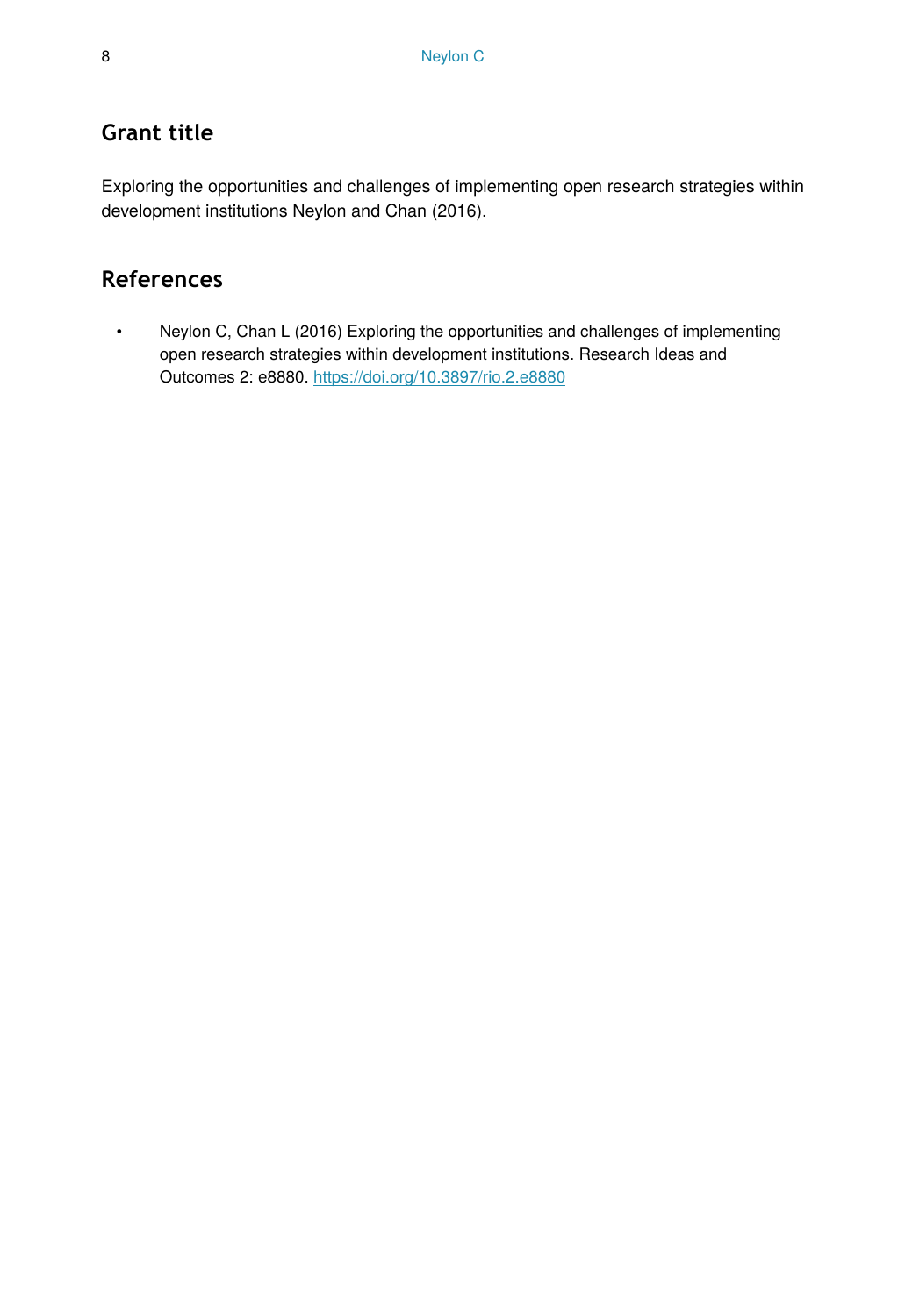## Grant title

Exploring the opportunities and challenges of implementing open research strategies within development institutions Neylon and Chan (2016).

## References

- Neylon C, Chan L (2016) Exploring the opportunities and challenges of implementing open research strategies within development institutions. Research Ideas and Outcomes 2: e8880. https://doi.org/10.3897/rio.2.e8880